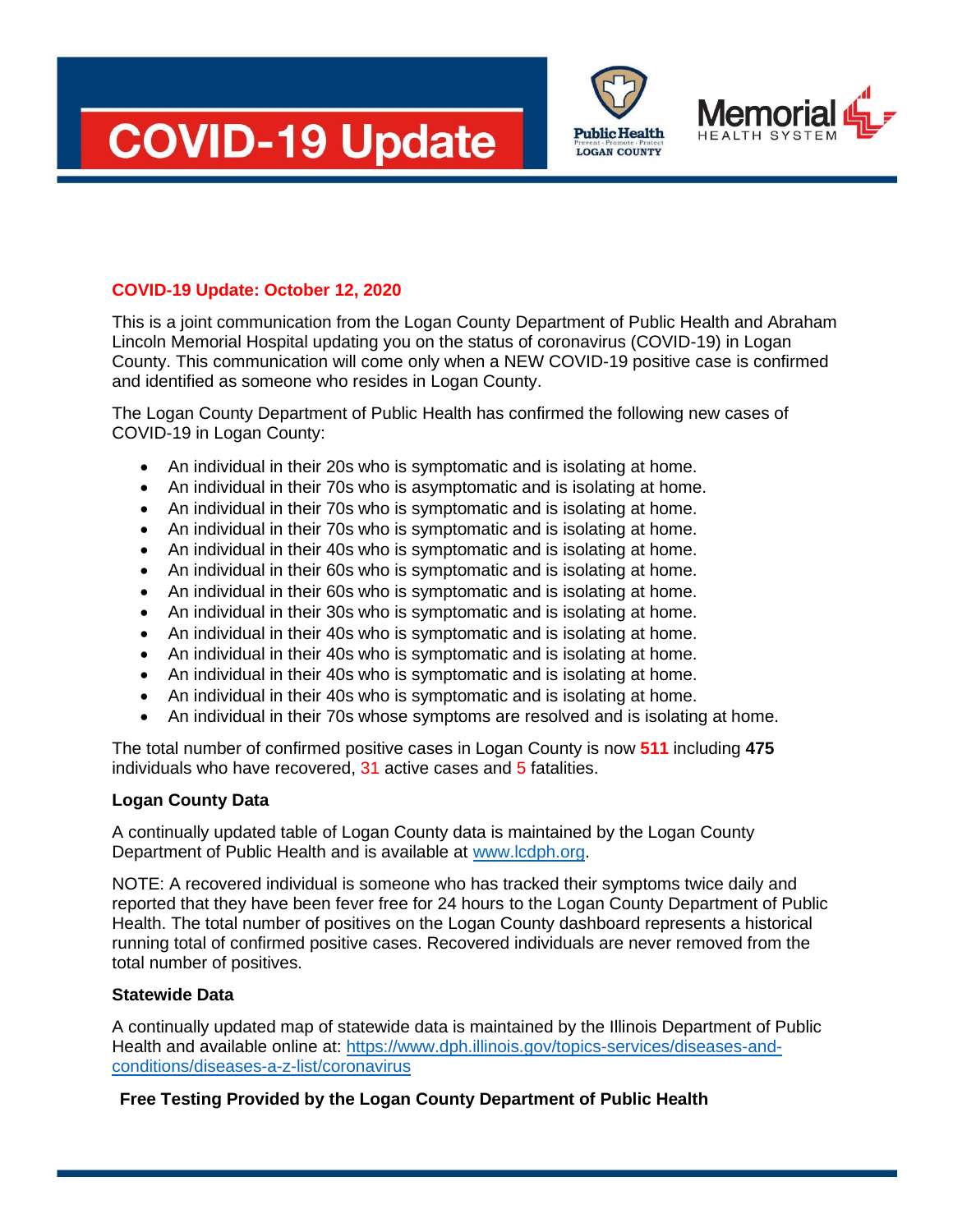# COVID-19 Update

**COVID-19 Update: October 12, 2020**

This is a joint communication from the Logan County Department of Public Health and Abraham Lincoln Memorial Hospital updating you on the status of coronavirus (COVID-19) in Logan County. This communication will come only when a NEW COVID-19 positive case is confirmed and identified as someone who resides in Logan County.

The Logan County Department of Public Health has confirmed the following new cases of COVID-19 in Logan County:

- An individual in their 20s who is symptomatic and is isolating at home.
- An individual in their 70s who is asymptomatic and is isolating at home.
- An individual in their 70s who is symptomatic and is isolating at home.
- An individual in their 70s who is symptomatic and is isolating at home.
- An individual in their 40s who is symptomatic and is isolating at home.
- An individual in their 60s who is symptomatic and is isolating at home.
- An individual in their 60s who is symptomatic and is isolating at home.
- An individual in their 30s who is symptomatic and is isolating at home.
- An individual in their 40s who is symptomatic and is isolating at home.
- An individual in their 40s who is symptomatic and is isolating at home.
- An individual in their 40s who is symptomatic and is isolating at home.
- An individual in their 40s who is symptomatic and is isolating at home.
- An individual in their 70s whose symptoms are resolved and is isolating at home.

The total number of confirmed positive cases in Logan County is now **511** including **475** individuals who have recovered, 31 active cases and 5 fatalities.

**Logan County Data**

A continually updated table of Logan County data is maintained by the Logan County Department of Public Health and is available at www.lcdph.org.

NOTE: A recovered individual is someone who has tracked their symptoms twice daily and reported that they have been fever free for 24 hours to the Logan County Department of Public Health. The total number of positives on the Logan County dashboard represents a historical running total of confirmed positive cases. Recovered individuals are never removed from the total number of positives.

**Statewide Data**

A continually updated map of statewide data is maintained by the Illinois Department of Public Health and available online at: https://www.dph.illinois.gov/topics-services/diseases-and-conditions/diseases-a-z-list/coronavirus

**Free Testing Provided by the Logan County Department of Public Health**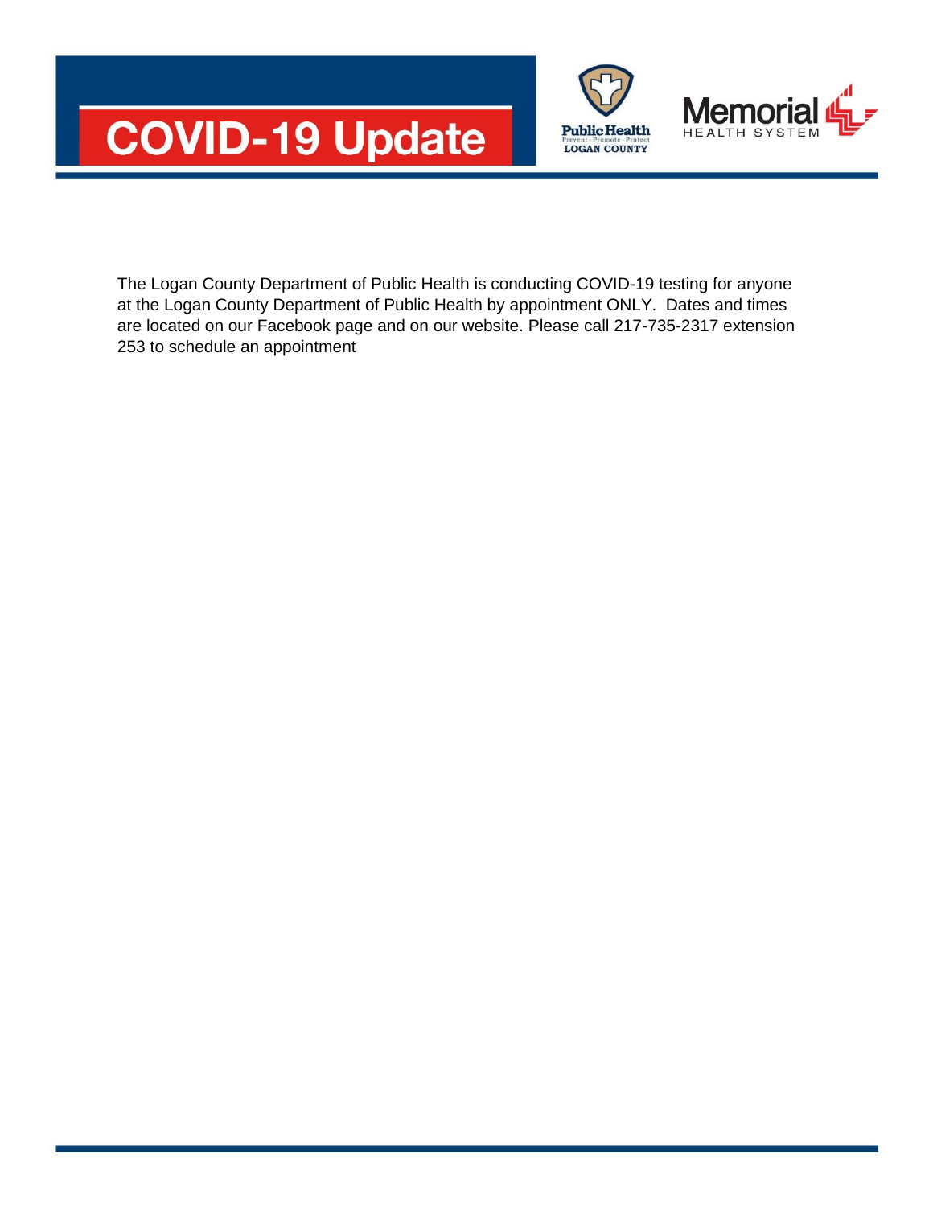# COVID-19 Update

Public Health
Prevent · Promote · Protect
LOGAN COUNTY

Memorial
HEALTH SYSTEM

The Logan County Department of Public Health is conducting COVID-19 testing for anyone at the Logan County Department of Public Health by appointment ONLY. Dates and times are located on our Facebook page and on our website. Please call 217-735-2317 extension 253 to schedule an appointment